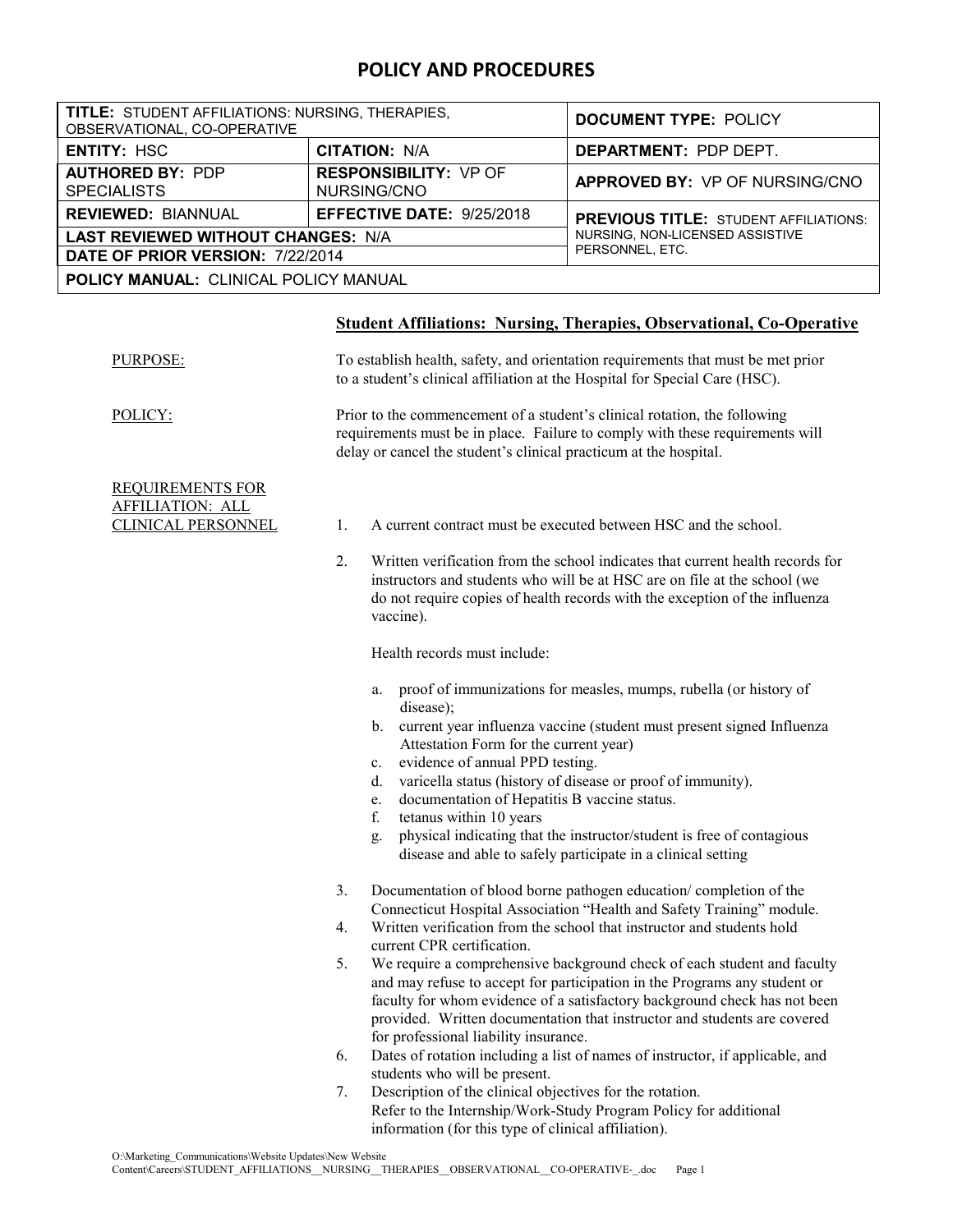# POLICY AND PROCEDURES

| TITLE: STUDENT AFFILIATIONS: NURSING, THERAPIES, OBSERVATIONAL, CO-OPERATIVE | | DOCUMENT TYPE: POLICY |
|---|---|---|
| ENTITY: HSC | CITATION: N/A | DEPARTMENT: PDP DEPT. |
| AUTHORED BY: PDP SPECIALISTS | RESPONSIBILITY: VP OF NURSING/CNO | APPROVED BY: VP OF NURSING/CNO |
| REVIEWED: BIANNUAL | EFFECTIVE DATE: 9/25/2018 | PREVIOUS TITLE: STUDENT AFFILIATIONS: NURSING, NON-LICENSED ASSISTIVE PERSONNEL, ETC. |
| LAST REVIEWED WITHOUT CHANGES: N/A | | |
| DATE OF PRIOR VERSION: 7/22/2014 | | |
| POLICY MANUAL: CLINICAL POLICY MANUAL | | |

## Student Affiliations: Nursing, Therapies, Observational, Co-Operative

PURPOSE: To establish health, safety, and orientation requirements that must be met prior to a student's clinical affiliation at the Hospital for Special Care (HSC).

POLICY: Prior to the commencement of a student's clinical rotation, the following requirements must be in place. Failure to comply with these requirements will delay or cancel the student's clinical practicum at the hospital.

REQUIREMENTS FOR AFFILIATION: ALL CLINICAL PERSONNEL

1. A current contract must be executed between HSC and the school.
2. Written verification from the school indicates that current health records for instructors and students who will be at HSC are on file at the school (we do not require copies of health records with the exception of the influenza vaccine).

   Health records must include:

   a. proof of immunizations for measles, mumps, rubella (or history of disease);
   b. current year influenza vaccine (student must present signed Influenza Attestation Form for the current year)
   c. evidence of annual PPD testing.
   d. varicella status (history of disease or proof of immunity).
   e. documentation of Hepatitis B vaccine status.
   f. tetanus within 10 years
   g. physical indicating that the instructor/student is free of contagious disease and able to safely participate in a clinical setting

3. Documentation of blood borne pathogen education/ completion of the Connecticut Hospital Association "Health and Safety Training" module.
4. Written verification from the school that instructor and students hold current CPR certification.
5. We require a comprehensive background check of each student and faculty and may refuse to accept for participation in the Programs any student or faculty for whom evidence of a satisfactory background check has not been provided. Written documentation that instructor and students are covered for professional liability insurance.
6. Dates of rotation including a list of names of instructor, if applicable, and students who will be present.
7. Description of the clinical objectives for the rotation.
   Refer to the Internship/Work-Study Program Policy for additional information (for this type of clinical affiliation).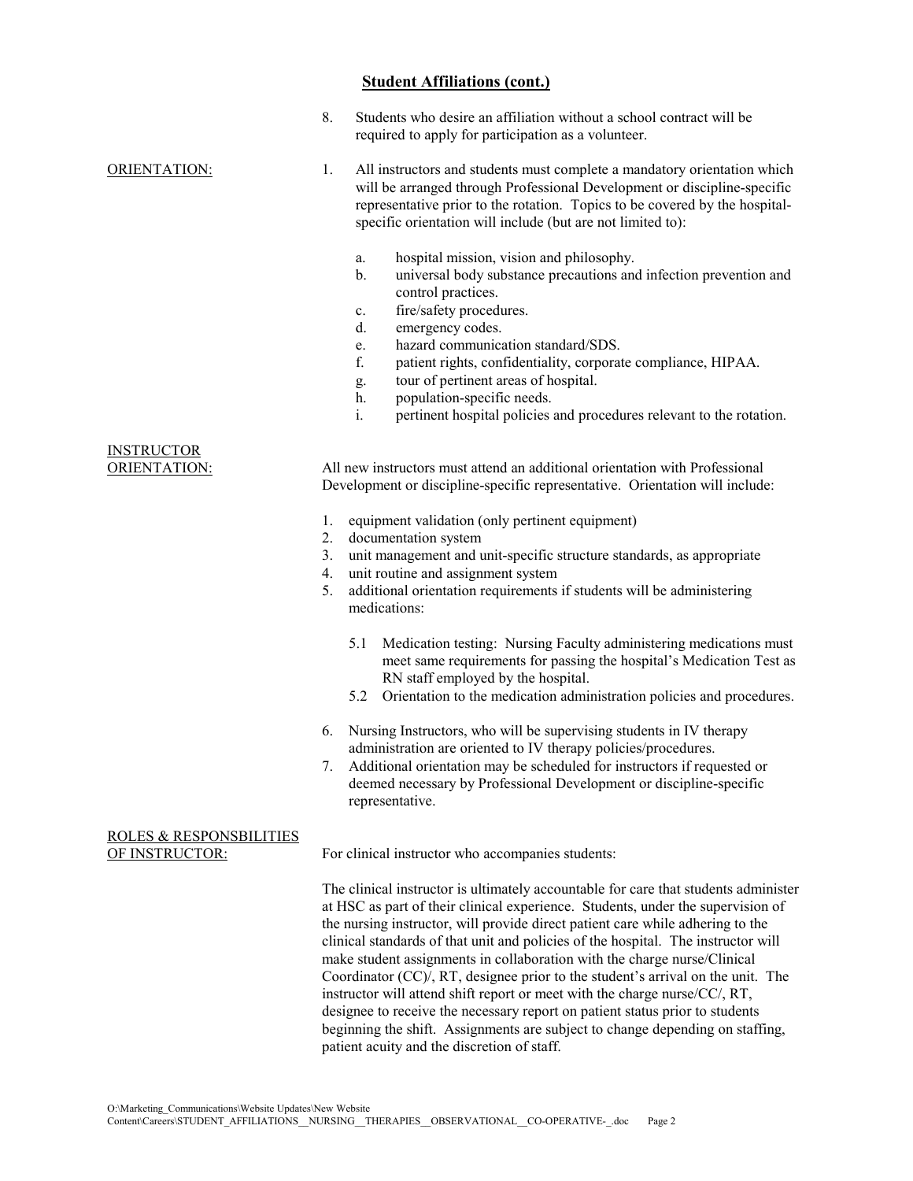## Student Affiliations (cont.)

8. Students who desire an affiliation without a school contract will be required to apply for participation as a volunteer.

ORIENTATION:

1. All instructors and students must complete a mandatory orientation which will be arranged through Professional Development or discipline-specific representative prior to the rotation. Topics to be covered by the hospital-specific orientation will include (but are not limited to):

   a. hospital mission, vision and philosophy.
   b. universal body substance precautions and infection prevention and control practices.
   c. fire/safety procedures.
   d. emergency codes.
   e. hazard communication standard/SDS.
   f. patient rights, confidentiality, corporate compliance, HIPAA.
   g. tour of pertinent areas of hospital.
   h. population-specific needs.
   i. pertinent hospital policies and procedures relevant to the rotation.

INSTRUCTOR ORIENTATION:

All new instructors must attend an additional orientation with Professional Development or discipline-specific representative. Orientation will include:

1. equipment validation (only pertinent equipment)
2. documentation system
3. unit management and unit-specific structure standards, as appropriate
4. unit routine and assignment system
5. additional orientation requirements if students will be administering medications:

   5.1 Medication testing: Nursing Faculty administering medications must meet same requirements for passing the hospital's Medication Test as RN staff employed by the hospital.
   5.2 Orientation to the medication administration policies and procedures.

6. Nursing Instructors, who will be supervising students in IV therapy administration are oriented to IV therapy policies/procedures.
7. Additional orientation may be scheduled for instructors if requested or deemed necessary by Professional Development or discipline-specific representative.

ROLES & RESPONSBILITIES OF INSTRUCTOR:

For clinical instructor who accompanies students:

The clinical instructor is ultimately accountable for care that students administer at HSC as part of their clinical experience. Students, under the supervision of the nursing instructor, will provide direct patient care while adhering to the clinical standards of that unit and policies of the hospital. The instructor will make student assignments in collaboration with the charge nurse/Clinical Coordinator (CC)/, RT, designee prior to the student's arrival on the unit. The instructor will attend shift report or meet with the charge nurse/CC/, RT, designee to receive the necessary report on patient status prior to students beginning the shift. Assignments are subject to change depending on staffing, patient acuity and the discretion of staff.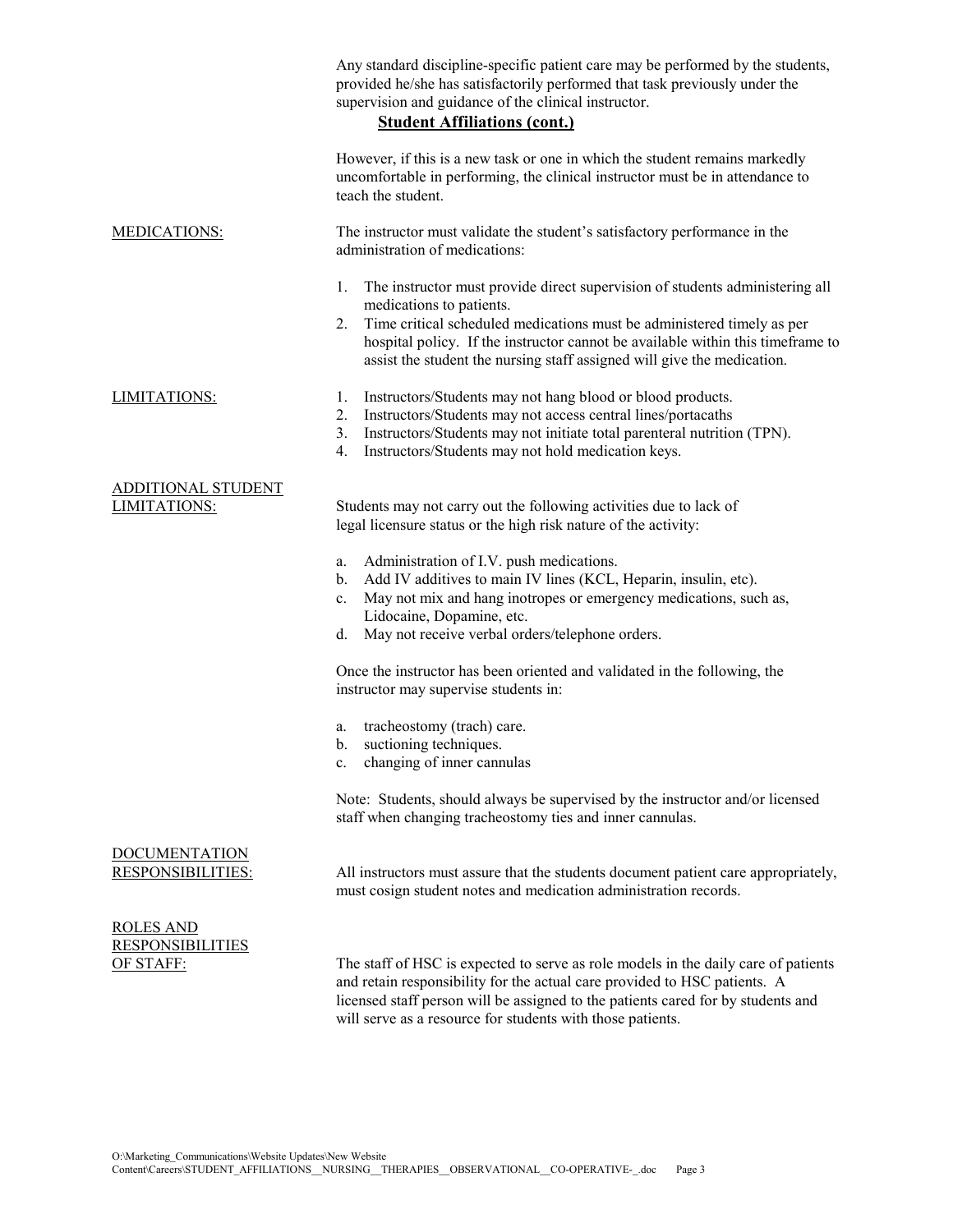Any standard discipline-specific patient care may be performed by the students, provided he/she has satisfactorily performed that task previously under the supervision and guidance of the clinical instructor.

## Student Affiliations (cont.)

However, if this is a new task or one in which the student remains markedly uncomfortable in performing, the clinical instructor must be in attendance to teach the student.

**MEDICATIONS:**

The instructor must validate the student's satisfactory performance in the administration of medications:

1. The instructor must provide direct supervision of students administering all medications to patients.
2. Time critical scheduled medications must be administered timely as per hospital policy. If the instructor cannot be available within this timeframe to assist the student the nursing staff assigned will give the medication.

**LIMITATIONS:**

1. Instructors/Students may not hang blood or blood products.
2. Instructors/Students may not access central lines/portacaths
3. Instructors/Students may not initiate total parenteral nutrition (TPN).
4. Instructors/Students may not hold medication keys.

**ADDITIONAL STUDENT LIMITATIONS:**

Students may not carry out the following activities due to lack of legal licensure status or the high risk nature of the activity:

a. Administration of I.V. push medications.
b. Add IV additives to main IV lines (KCL, Heparin, insulin, etc).
c. May not mix and hang inotropes or emergency medications, such as, Lidocaine, Dopamine, etc.
d. May not receive verbal orders/telephone orders.

Once the instructor has been oriented and validated in the following, the instructor may supervise students in:

a. tracheostomy (trach) care.
b. suctioning techniques.
c. changing of inner cannulas

Note: Students, should always be supervised by the instructor and/or licensed staff when changing tracheostomy ties and inner cannulas.

**DOCUMENTATION RESPONSIBILITIES:**

All instructors must assure that the students document patient care appropriately, must cosign student notes and medication administration records.

**ROLES AND RESPONSIBILITIES OF STAFF:**

The staff of HSC is expected to serve as role models in the daily care of patients and retain responsibility for the actual care provided to HSC patients. A licensed staff person will be assigned to the patients cared for by students and will serve as a resource for students with those patients.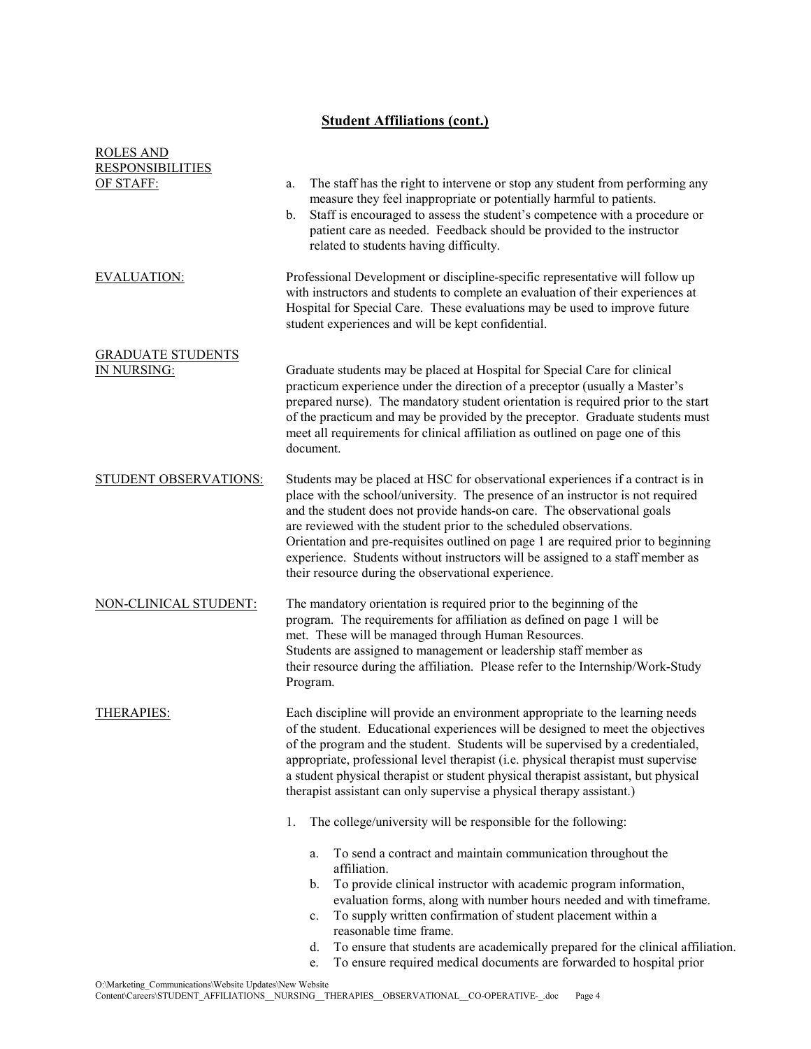## Student Affiliations (cont.)

**ROLES AND RESPONSIBILITIES OF STAFF:**

a. The staff has the right to intervene or stop any student from performing any measure they feel inappropriate or potentially harmful to patients.
b. Staff is encouraged to assess the student's competence with a procedure or patient care as needed. Feedback should be provided to the instructor related to students having difficulty.

**EVALUATION:**

Professional Development or discipline-specific representative will follow up with instructors and students to complete an evaluation of their experiences at Hospital for Special Care. These evaluations may be used to improve future student experiences and will be kept confidential.

**GRADUATE STUDENTS IN NURSING:**

Graduate students may be placed at Hospital for Special Care for clinical practicum experience under the direction of a preceptor (usually a Master's prepared nurse). The mandatory student orientation is required prior to the start of the practicum and may be provided by the preceptor. Graduate students must meet all requirements for clinical affiliation as outlined on page one of this document.

**STUDENT OBSERVATIONS:**

Students may be placed at HSC for observational experiences if a contract is in place with the school/university. The presence of an instructor is not required and the student does not provide hands-on care. The observational goals are reviewed with the student prior to the scheduled observations. Orientation and pre-requisites outlined on page 1 are required prior to beginning experience. Students without instructors will be assigned to a staff member as their resource during the observational experience.

**NON-CLINICAL STUDENT:**

The mandatory orientation is required prior to the beginning of the program. The requirements for affiliation as defined on page 1 will be met. These will be managed through Human Resources. Students are assigned to management or leadership staff member as their resource during the affiliation. Please refer to the Internship/Work-Study Program.

**THERAPIES:**

Each discipline will provide an environment appropriate to the learning needs of the student. Educational experiences will be designed to meet the objectives of the program and the student. Students will be supervised by a credentialed, appropriate, professional level therapist (i.e. physical therapist must supervise a student physical therapist or student physical therapist assistant, but physical therapist assistant can only supervise a physical therapy assistant.)

1. The college/university will be responsible for the following:

   a. To send a contract and maintain communication throughout the affiliation.
   b. To provide clinical instructor with academic program information, evaluation forms, along with number hours needed and with timeframe.
   c. To supply written confirmation of student placement within a reasonable time frame.
   d. To ensure that students are academically prepared for the clinical affiliation.
   e. To ensure required medical documents are forwarded to hospital prior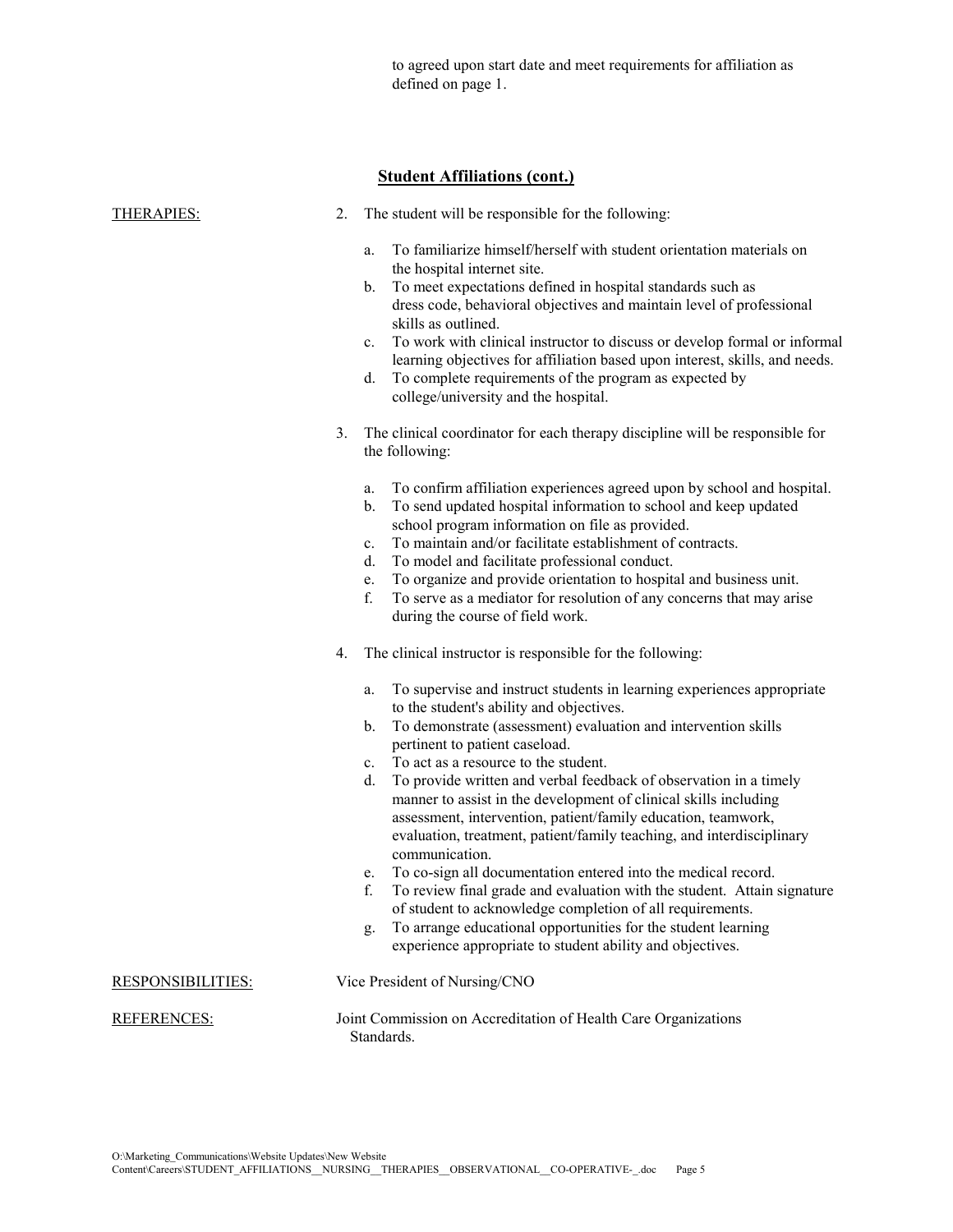to agreed upon start date and meet requirements for affiliation as defined on page 1.

## Student Affiliations (cont.)

THERAPIES:

2. The student will be responsible for the following:

   a. To familiarize himself/herself with student orientation materials on the hospital internet site.
   b. To meet expectations defined in hospital standards such as dress code, behavioral objectives and maintain level of professional skills as outlined.
   c. To work with clinical instructor to discuss or develop formal or informal learning objectives for affiliation based upon interest, skills, and needs.
   d. To complete requirements of the program as expected by college/university and the hospital.

3. The clinical coordinator for each therapy discipline will be responsible for the following:

   a. To confirm affiliation experiences agreed upon by school and hospital.
   b. To send updated hospital information to school and keep updated school program information on file as provided.
   c. To maintain and/or facilitate establishment of contracts.
   d. To model and facilitate professional conduct.
   e. To organize and provide orientation to hospital and business unit.
   f. To serve as a mediator for resolution of any concerns that may arise during the course of field work.

4. The clinical instructor is responsible for the following:

   a. To supervise and instruct students in learning experiences appropriate to the student's ability and objectives.
   b. To demonstrate (assessment) evaluation and intervention skills pertinent to patient caseload.
   c. To act as a resource to the student.
   d. To provide written and verbal feedback of observation in a timely manner to assist in the development of clinical skills including assessment, intervention, patient/family education, teamwork, evaluation, treatment, patient/family teaching, and interdisciplinary communication.
   e. To co-sign all documentation entered into the medical record.
   f. To review final grade and evaluation with the student. Attain signature of student to acknowledge completion of all requirements.
   g. To arrange educational opportunities for the student learning experience appropriate to student ability and objectives.

RESPONSIBILITIES: Vice President of Nursing/CNO

REFERENCES: Joint Commission on Accreditation of Health Care Organizations Standards.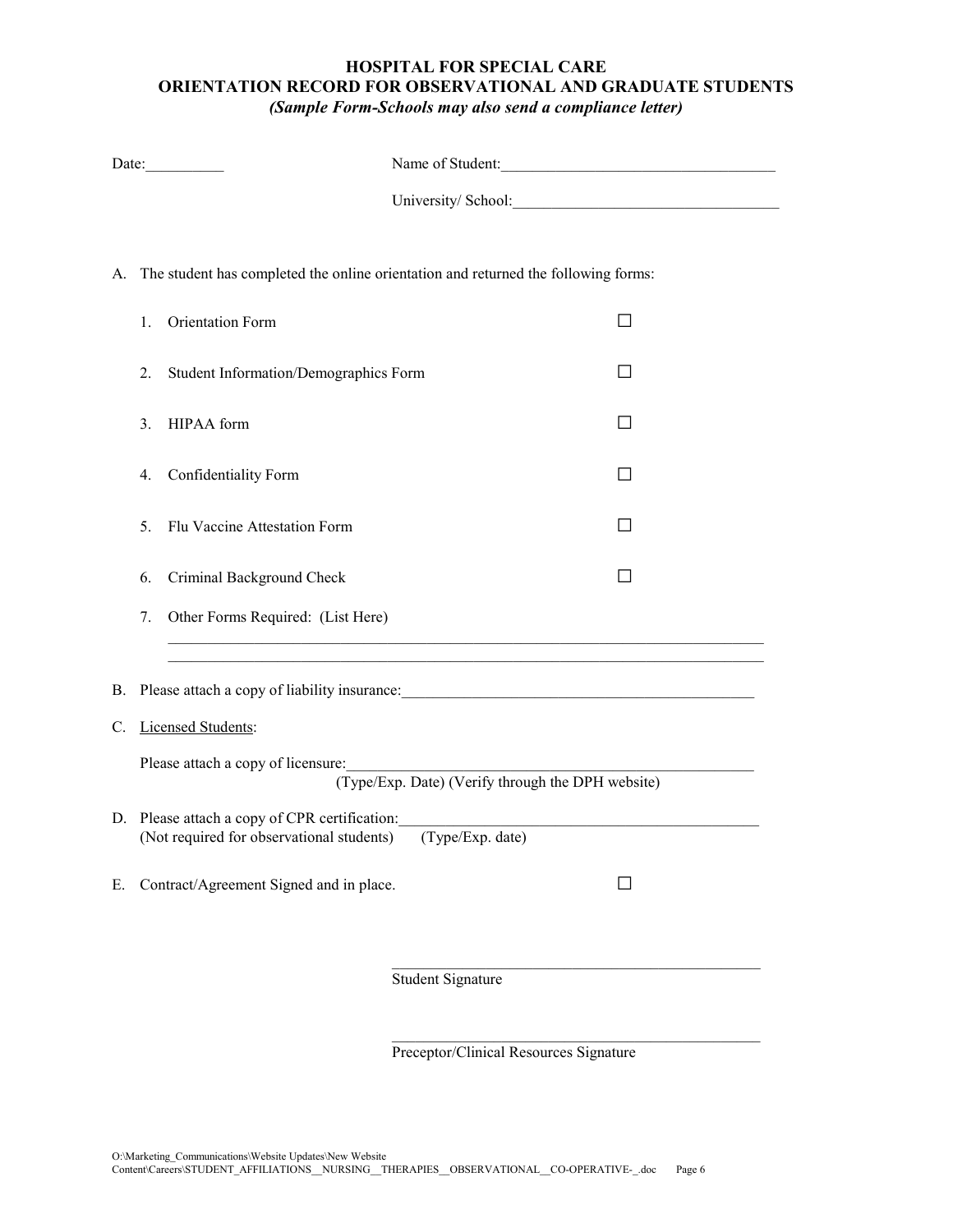# HOSPITAL FOR SPECIAL CARE
## ORIENTATION RECORD FOR OBSERVATIONAL AND GRADUATE STUDENTS
***(Sample Form-Schools may also send a compliance letter)***

Date:__________ Name of Student:___________________________________

University/ School:___________________________________

A. The student has completed the online orientation and returned the following forms:

1. Orientation Form ☐
2. Student Information/Demographics Form ☐
3. HIPAA form ☐
4. Confidentiality Form ☐
5. Flu Vaccine Attestation Form ☐
6. Criminal Background Check ☐
7. Other Forms Required: (List Here)

   ______________________________________________________________________________
   ______________________________________________________________________________

B. Please attach a copy of liability insurance:_____________________________________________

C. Licensed Students:

   Please attach a copy of licensure:_____________________________________________________
   (Type/Exp. Date) (Verify through the DPH website)

D. Please attach a copy of CPR certification:_______________________________________________
   (Not required for observational students) (Type/Exp. date)

E. Contract/Agreement Signed and in place. ☐

_______________________________________________
Student Signature

_______________________________________________
Preceptor/Clinical Resources Signature

O:\Marketing_Communications\Website Updates\New Website Content\Careers\STUDENT_AFFILIATIONS__NURSING__THERAPIES__OBSERVATIONAL__CO-OPERATIVE-_.doc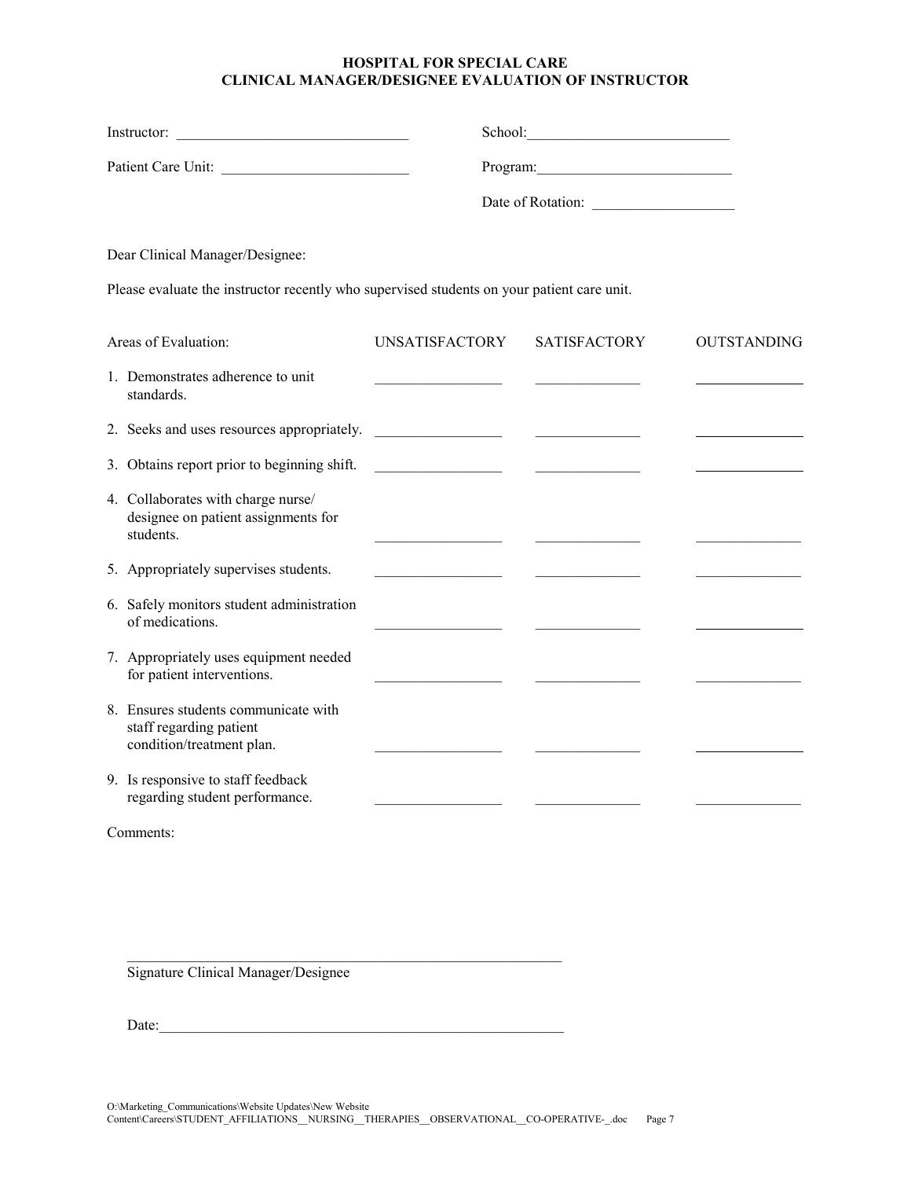# HOSPITAL FOR SPECIAL CARE
## CLINICAL MANAGER/DESIGNEE EVALUATION OF INSTRUCTOR

Instructor: ______________________________ School: __________________________

Patient Care Unit: ________________________ Program: __________________________

Date of Rotation: ___________________

Dear Clinical Manager/Designee:

Please evaluate the instructor recently who supervised students on your patient care unit.

| Areas of Evaluation: | UNSATISFACTORY | SATISFACTORY | OUTSTANDING |
| --- | --- | --- | --- |
| 1. Demonstrates adherence to unit standards. | ________________ | ______________ | ______________ |
| 2. Seeks and uses resources appropriately. | ________________ | ______________ | ______________ |
| 3. Obtains report prior to beginning shift. | ________________ | ______________ | ______________ |
| 4. Collaborates with charge nurse/ designee on patient assignments for students. | ________________ | ______________ | ______________ |
| 5. Appropriately supervises students. | ________________ | ______________ | ______________ |
| 6. Safely monitors student administration of medications. | ________________ | ______________ | ______________ |
| 7. Appropriately uses equipment needed for patient interventions. | ________________ | ______________ | ______________ |
| 8. Ensures students communicate with staff regarding patient condition/treatment plan. | ________________ | ______________ | ______________ |
| 9. Is responsive to staff feedback regarding student performance. | ________________ | ______________ | ______________ |

Comments:

___________________________________________________________
Signature Clinical Manager/Designee

Date: _______________________________________________________

O:\Marketing_Communications\Website Updates\New Website Content\Careers\STUDENT_AFFILIATIONS__NURSING__THERAPIES__OBSERVATIONAL__CO-OPERATIVE-_.doc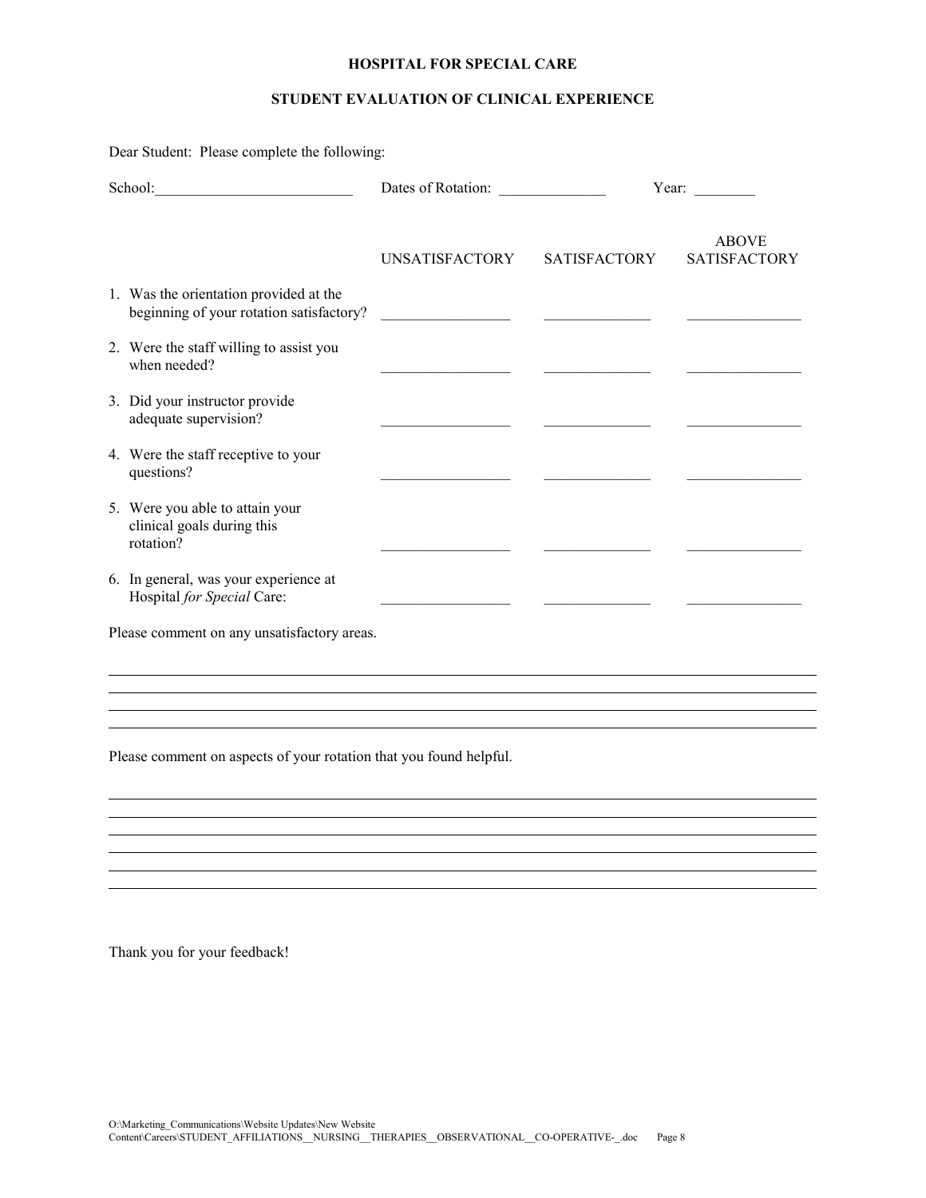**HOSPITAL FOR SPECIAL CARE**

**STUDENT EVALUATION OF CLINICAL EXPERIENCE**

Dear Student: Please complete the following:

School:__________________________ Dates of Rotation: ______________ Year: ________

| | UNSATISFACTORY | SATISFACTORY | ABOVE SATISFACTORY |
|---|---|---|---|
| 1. Was the orientation provided at the beginning of your rotation satisfactory? | _________________ | ______________ | _______________ |
| 2. Were the staff willing to assist you when needed? | _________________ | ______________ | _______________ |
| 3. Did your instructor provide adequate supervision? | _________________ | ______________ | _______________ |
| 4. Were the staff receptive to your questions? | _________________ | ______________ | _______________ |
| 5. Were you able to attain your clinical goals during this rotation? | _________________ | ______________ | _______________ |
| 6. In general, was your experience at Hospital *for Special* Care: | _________________ | ______________ | _______________ |

Please comment on any unsatisfactory areas.

______________________________________________________________________________

______________________________________________________________________________

______________________________________________________________________________

______________________________________________________________________________

Please comment on aspects of your rotation that you found helpful.

______________________________________________________________________________

______________________________________________________________________________

______________________________________________________________________________

______________________________________________________________________________

______________________________________________________________________________

______________________________________________________________________________

Thank you for your feedback!

O:\Marketing_Communications\Website Updates\New Website Content\Careers\STUDENT_AFFILIATIONS__NURSING__THERAPIES__OBSERVATIONAL__CO-OPERATIVE-_.doc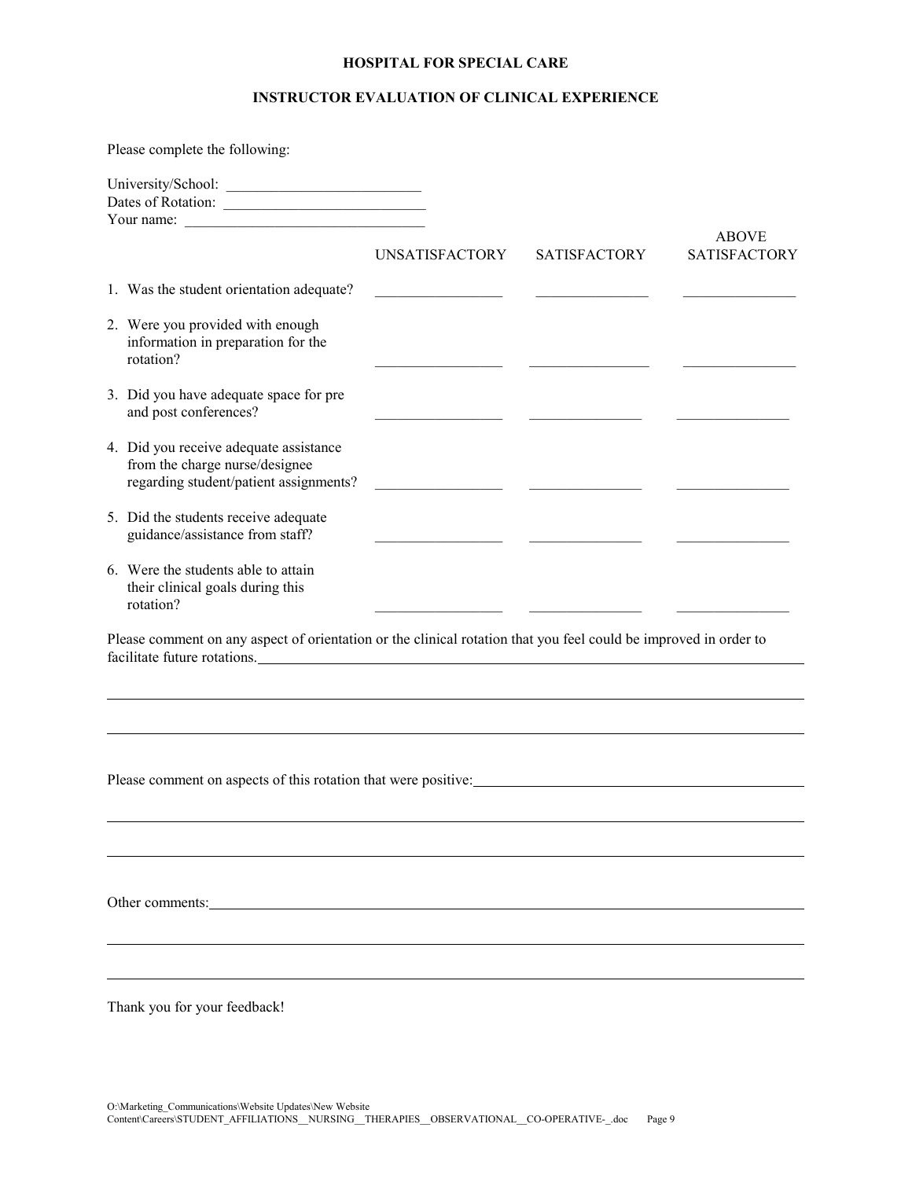# HOSPITAL FOR SPECIAL CARE

## INSTRUCTOR EVALUATION OF CLINICAL EXPERIENCE

Please complete the following:

University/School: ___________________________
Dates of Rotation: ___________________________
Your name: ___________________________

| | UNSATISFACTORY | SATISFACTORY | ABOVE SATISFACTORY |
|---|---|---|---|
| 1. Was the student orientation adequate? | ________ | ________ | ________ |
| 2. Were you provided with enough information in preparation for the rotation? | ________ | ________ | ________ |
| 3. Did you have adequate space for pre and post conferences? | ________ | ________ | ________ |
| 4. Did you receive adequate assistance from the charge nurse/designee regarding student/patient assignments? | ________ | ________ | ________ |
| 5. Did the students receive adequate guidance/assistance from staff? | ________ | ________ | ________ |
| 6. Were the students able to attain their clinical goals during this rotation? | ________ | ________ | ________ |

Please comment on any aspect of orientation or the clinical rotation that you feel could be improved in order to facilitate future rotations.________________________________________

________________________________________________________________________

________________________________________________________________________

Please comment on aspects of this rotation that were positive:________________________________________

________________________________________________________________________

________________________________________________________________________

Other comments:________________________________________________________________________

________________________________________________________________________

________________________________________________________________________

Thank you for your feedback!

O:\Marketing_Communications\Website Updates\New Website Content\Careers\STUDENT_AFFILIATIONS__NURSING__THERAPIES__OBSERVATIONAL__CO-OPERATIVE-_.doc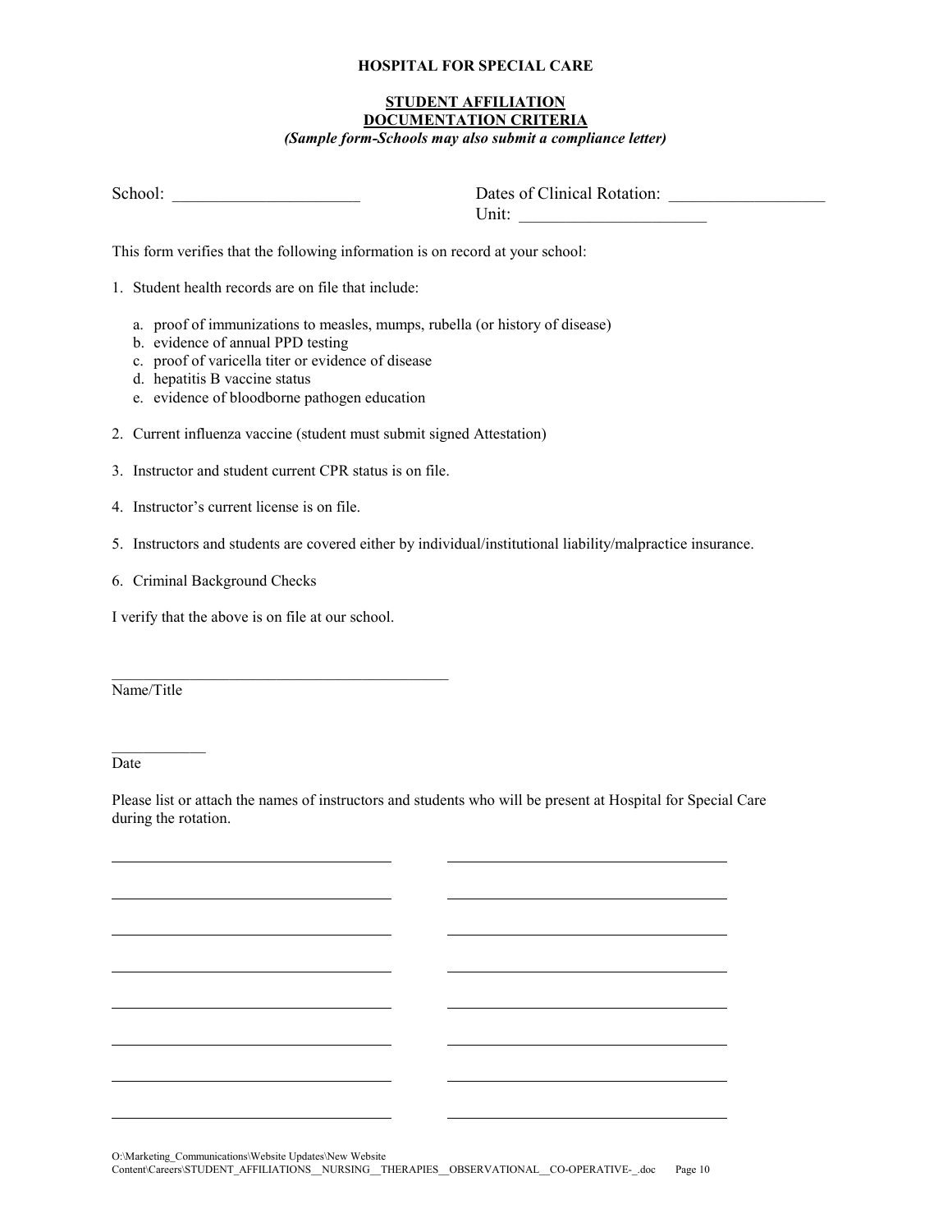**HOSPITAL FOR SPECIAL CARE**

**STUDENT AFFILIATION**
**DOCUMENTATION CRITERIA**
***(Sample form-Schools may also submit a compliance letter)***

School: ______________________ Dates of Clinical Rotation: __________________

Unit: ______________________

This form verifies that the following information is on record at your school:

1. Student health records are on file that include:
   a. proof of immunizations to measles, mumps, rubella (or history of disease)
   b. evidence of annual PPD testing
   c. proof of varicella titer or evidence of disease
   d. hepatitis B vaccine status
   e. evidence of bloodborne pathogen education
2. Current influenza vaccine (student must submit signed Attestation)
3. Instructor and student current CPR status is on file.
4. Instructor's current license is on file.
5. Instructors and students are covered either by individual/institutional liability/malpractice insurance.
6. Criminal Background Checks

I verify that the above is on file at our school.

___________________________________________
Name/Title

____________
Date

Please list or attach the names of instructors and students who will be present at Hospital for Special Care during the rotation.

___________________________________ ___________________________________

___________________________________ ___________________________________

___________________________________ ___________________________________

___________________________________ ___________________________________

___________________________________ ___________________________________

___________________________________ ___________________________________

___________________________________ ___________________________________

___________________________________ ___________________________________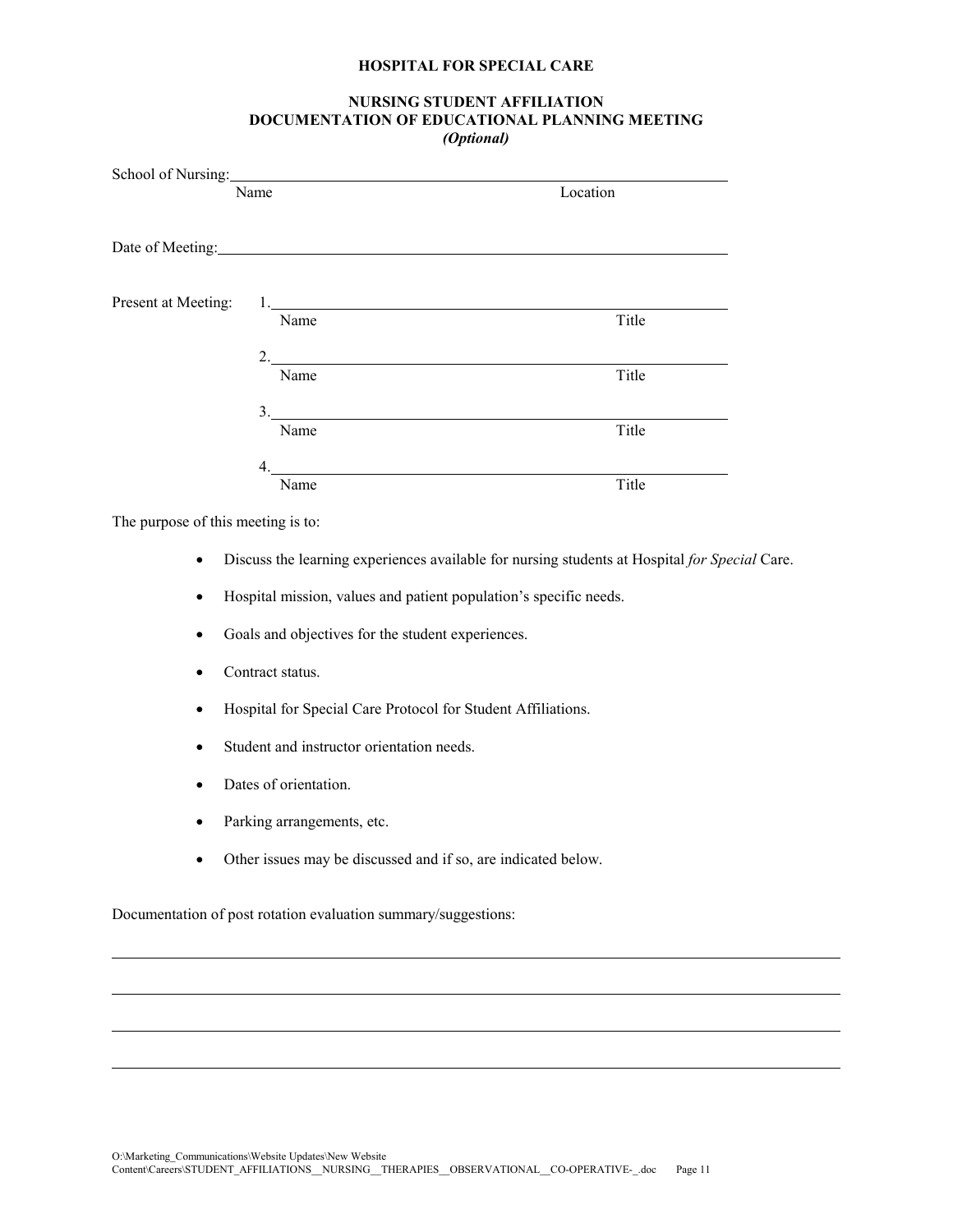**HOSPITAL FOR SPECIAL CARE**

**NURSING STUDENT AFFILIATION**
**DOCUMENTATION OF EDUCATIONAL PLANNING MEETING**
***(Optional)***

School of Nursing: ______________________________________________
Name                                                                 Location

Date of Meeting: ______________________________________________

Present at Meeting:

1. ______________________________________________
   Name                                                 Title

2. ______________________________________________
   Name                                                 Title

3. ______________________________________________
   Name                                                 Title

4. ______________________________________________
   Name                                                 Title

The purpose of this meeting is to:

- Discuss the learning experiences available for nursing students at Hospital *for Special* Care.
- Hospital mission, values and patient population's specific needs.
- Goals and objectives for the student experiences.
- Contract status.
- Hospital for Special Care Protocol for Student Affiliations.
- Student and instructor orientation needs.
- Dates of orientation.
- Parking arrangements, etc.
- Other issues may be discussed and if so, are indicated below.

Documentation of post rotation evaluation summary/suggestions:

______________________________________________

______________________________________________

______________________________________________

______________________________________________